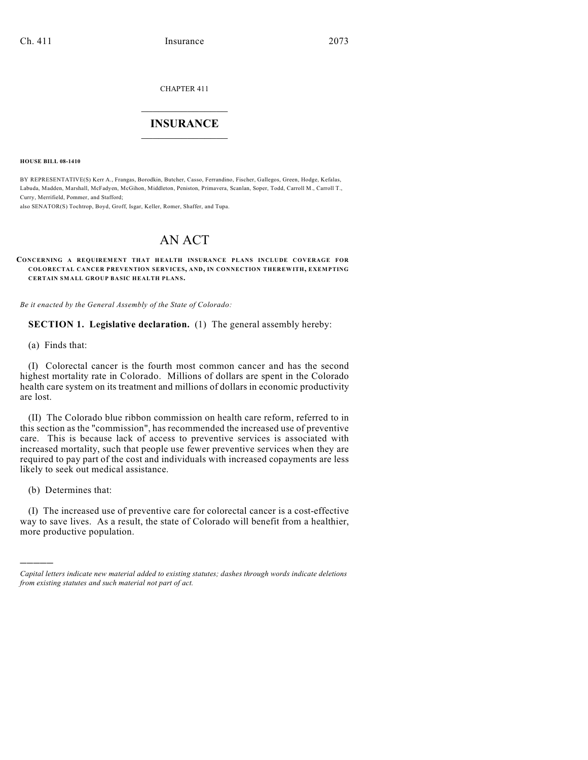CHAPTER 411

# INSURANCE

**HOUSE BILL 08-1410**

BY REPRESENTATIVE(S) Kerr A., Frangas, Borodkin, Butcher, Casso, Ferrandino, Fischer, Gallegos, Green, Hodge, Kefalas, Labuda, Madden, Marshall, McFadyen, McGihon, Middleton, Peniston, Primavera, Scanlan, Soper, Todd, Carroll M., Carroll T., Curry, Merrifield, Pommer, and Stafford;
also SENATOR(S) Tochtrop, Boyd, Groff, Isgar, Keller, Romer, Shaffer, and Tupa.

# AN ACT

**CONCERNING A REQUIREMENT THAT HEALTH INSURANCE PLANS INCLUDE COVERAGE FOR COLORECTAL CANCER PREVENTION SERVICES, AND, IN CONNECTION THEREWITH, EXEMPTING CERTAIN SMALL GROUP BASIC HEALTH PLANS.**

*Be it enacted by the General Assembly of the State of Colorado:*

**SECTION 1. Legislative declaration.** (1) The general assembly hereby:

(a) Finds that:

(I) Colorectal cancer is the fourth most common cancer and has the second highest mortality rate in Colorado. Millions of dollars are spent in the Colorado health care system on its treatment and millions of dollars in economic productivity are lost.

(II) The Colorado blue ribbon commission on health care reform, referred to in this section as the "commission", has recommended the increased use of preventive care. This is because lack of access to preventive services is associated with increased mortality, such that people use fewer preventive services when they are required to pay part of the cost and individuals with increased copayments are less likely to seek out medical assistance.

(b) Determines that:

(I) The increased use of preventive care for colorectal cancer is a cost-effective way to save lives. As a result, the state of Colorado will benefit from a healthier, more productive population.

---

*Capital letters indicate new material added to existing statutes; dashes through words indicate deletions from existing statutes and such material not part of act.*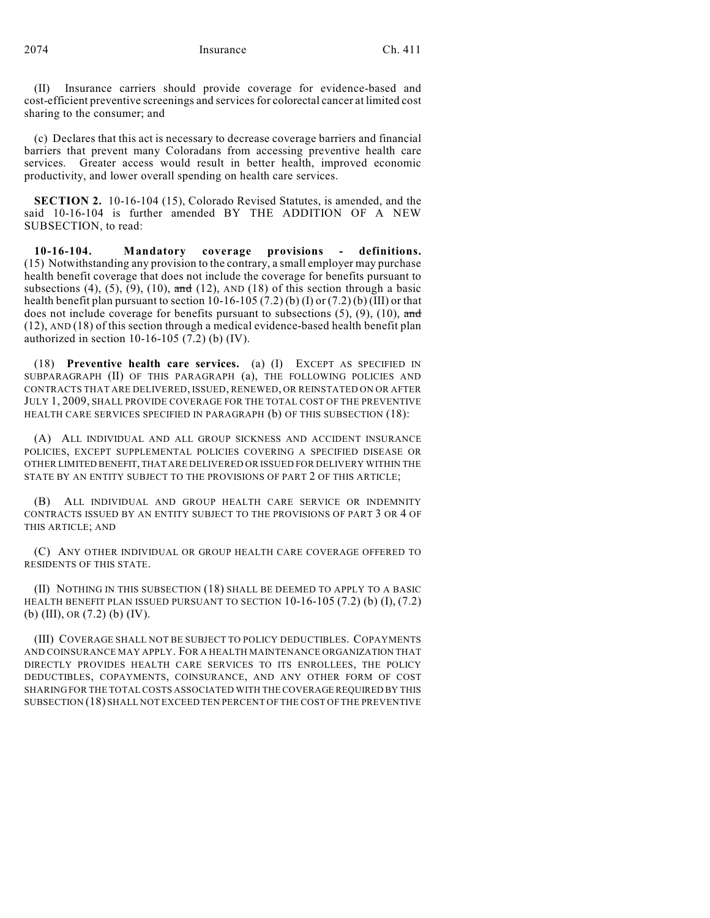(II) Insurance carriers should provide coverage for evidence-based and cost-efficient preventive screenings and services for colorectal cancer at limited cost sharing to the consumer; and

(c) Declares that this act is necessary to decrease coverage barriers and financial barriers that prevent many Coloradans from accessing preventive health care services. Greater access would result in better health, improved economic productivity, and lower overall spending on health care services.

**SECTION 2.** 10-16-104 (15), Colorado Revised Statutes, is amended, and the said 10-16-104 is further amended BY THE ADDITION OF A NEW SUBSECTION, to read:

**10-16-104. Mandatory coverage provisions - definitions.** (15) Notwithstanding any provision to the contrary, a small employer may purchase health benefit coverage that does not include the coverage for benefits pursuant to subsections (4), (5), (9), (10), ~~and~~ (12), AND (18) of this section through a basic health benefit plan pursuant to section 10-16-105 (7.2) (b) (I) or (7.2) (b) (III) or that does not include coverage for benefits pursuant to subsections (5), (9), (10), ~~and~~ (12), AND (18) of this section through a medical evidence-based health benefit plan authorized in section 10-16-105 (7.2) (b) (IV).

(18) **Preventive health care services.** (a) (I) EXCEPT AS SPECIFIED IN SUBPARAGRAPH (II) OF THIS PARAGRAPH (a), THE FOLLOWING POLICIES AND CONTRACTS THAT ARE DELIVERED, ISSUED, RENEWED, OR REINSTATED ON OR AFTER JULY 1, 2009, SHALL PROVIDE COVERAGE FOR THE TOTAL COST OF THE PREVENTIVE HEALTH CARE SERVICES SPECIFIED IN PARAGRAPH (b) OF THIS SUBSECTION (18):

(A) ALL INDIVIDUAL AND ALL GROUP SICKNESS AND ACCIDENT INSURANCE POLICIES, EXCEPT SUPPLEMENTAL POLICIES COVERING A SPECIFIED DISEASE OR OTHER LIMITED BENEFIT, THAT ARE DELIVERED OR ISSUED FOR DELIVERY WITHIN THE STATE BY AN ENTITY SUBJECT TO THE PROVISIONS OF PART 2 OF THIS ARTICLE;

(B) ALL INDIVIDUAL AND GROUP HEALTH CARE SERVICE OR INDEMNITY CONTRACTS ISSUED BY AN ENTITY SUBJECT TO THE PROVISIONS OF PART 3 OR 4 OF THIS ARTICLE; AND

(C) ANY OTHER INDIVIDUAL OR GROUP HEALTH CARE COVERAGE OFFERED TO RESIDENTS OF THIS STATE.

(II) NOTHING IN THIS SUBSECTION (18) SHALL BE DEEMED TO APPLY TO A BASIC HEALTH BENEFIT PLAN ISSUED PURSUANT TO SECTION 10-16-105 (7.2) (b) (I), (7.2) (b) (III), OR (7.2) (b) (IV).

(III) COVERAGE SHALL NOT BE SUBJECT TO POLICY DEDUCTIBLES. COPAYMENTS AND COINSURANCE MAY APPLY. FOR A HEALTH MAINTENANCE ORGANIZATION THAT DIRECTLY PROVIDES HEALTH CARE SERVICES TO ITS ENROLLEES, THE POLICY DEDUCTIBLES, COPAYMENTS, COINSURANCE, AND ANY OTHER FORM OF COST SHARING FOR THE TOTAL COSTS ASSOCIATED WITH THE COVERAGE REQUIRED BY THIS SUBSECTION (18) SHALL NOT EXCEED TEN PERCENT OF THE COST OF THE PREVENTIVE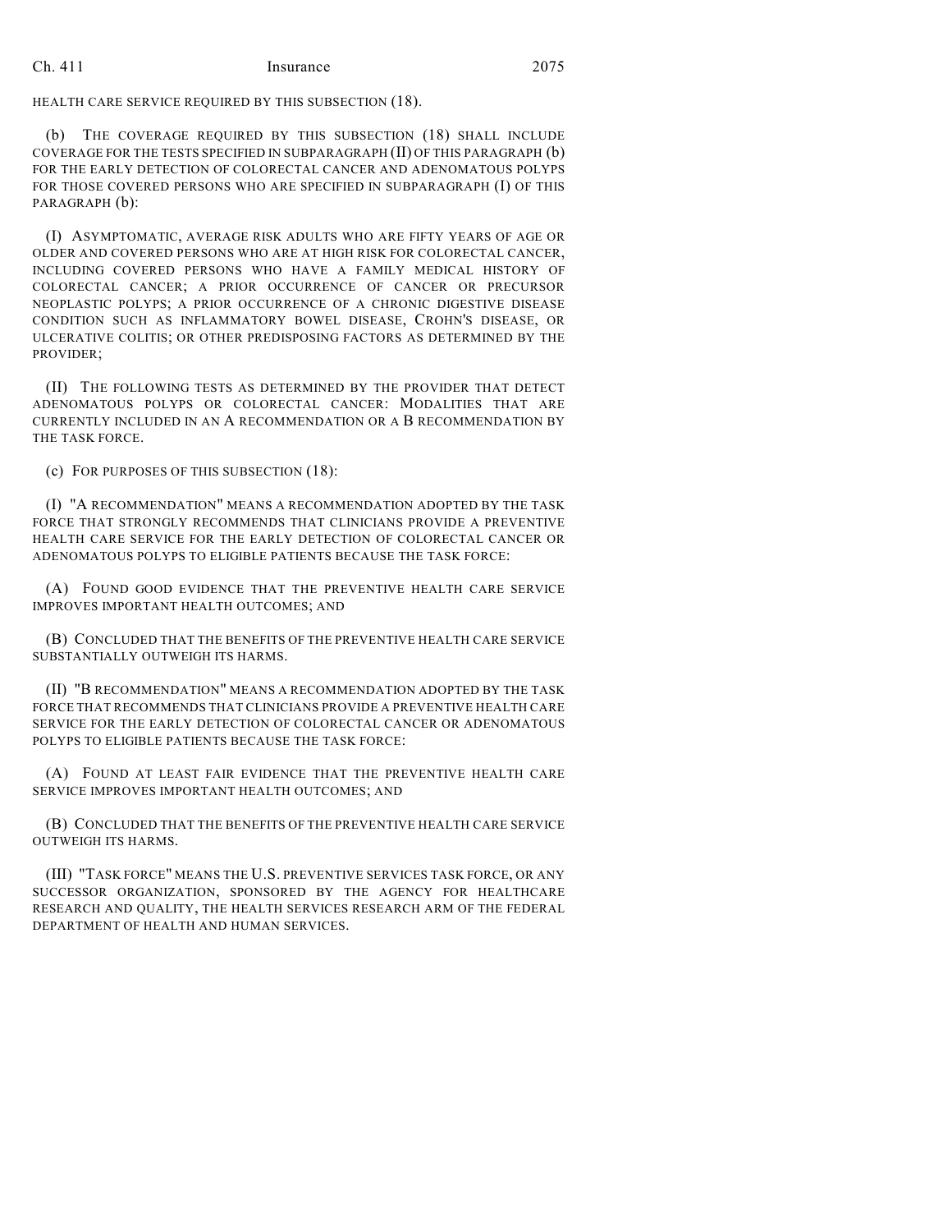HEALTH CARE SERVICE REQUIRED BY THIS SUBSECTION (18).

(b) THE COVERAGE REQUIRED BY THIS SUBSECTION (18) SHALL INCLUDE COVERAGE FOR THE TESTS SPECIFIED IN SUBPARAGRAPH (II) OF THIS PARAGRAPH (b) FOR THE EARLY DETECTION OF COLORECTAL CANCER AND ADENOMATOUS POLYPS FOR THOSE COVERED PERSONS WHO ARE SPECIFIED IN SUBPARAGRAPH (I) OF THIS PARAGRAPH (b):

(I) ASYMPTOMATIC, AVERAGE RISK ADULTS WHO ARE FIFTY YEARS OF AGE OR OLDER AND COVERED PERSONS WHO ARE AT HIGH RISK FOR COLORECTAL CANCER, INCLUDING COVERED PERSONS WHO HAVE A FAMILY MEDICAL HISTORY OF COLORECTAL CANCER; A PRIOR OCCURRENCE OF CANCER OR PRECURSOR NEOPLASTIC POLYPS; A PRIOR OCCURRENCE OF A CHRONIC DIGESTIVE DISEASE CONDITION SUCH AS INFLAMMATORY BOWEL DISEASE, CROHN'S DISEASE, OR ULCERATIVE COLITIS; OR OTHER PREDISPOSING FACTORS AS DETERMINED BY THE PROVIDER;

(II) THE FOLLOWING TESTS AS DETERMINED BY THE PROVIDER THAT DETECT ADENOMATOUS POLYPS OR COLORECTAL CANCER: MODALITIES THAT ARE CURRENTLY INCLUDED IN AN A RECOMMENDATION OR A B RECOMMENDATION BY THE TASK FORCE.

(c) FOR PURPOSES OF THIS SUBSECTION (18):

(I) "A RECOMMENDATION" MEANS A RECOMMENDATION ADOPTED BY THE TASK FORCE THAT STRONGLY RECOMMENDS THAT CLINICIANS PROVIDE A PREVENTIVE HEALTH CARE SERVICE FOR THE EARLY DETECTION OF COLORECTAL CANCER OR ADENOMATOUS POLYPS TO ELIGIBLE PATIENTS BECAUSE THE TASK FORCE:

(A) FOUND GOOD EVIDENCE THAT THE PREVENTIVE HEALTH CARE SERVICE IMPROVES IMPORTANT HEALTH OUTCOMES; AND

(B) CONCLUDED THAT THE BENEFITS OF THE PREVENTIVE HEALTH CARE SERVICE SUBSTANTIALLY OUTWEIGH ITS HARMS.

(II) "B RECOMMENDATION" MEANS A RECOMMENDATION ADOPTED BY THE TASK FORCE THAT RECOMMENDS THAT CLINICIANS PROVIDE A PREVENTIVE HEALTH CARE SERVICE FOR THE EARLY DETECTION OF COLORECTAL CANCER OR ADENOMATOUS POLYPS TO ELIGIBLE PATIENTS BECAUSE THE TASK FORCE:

(A) FOUND AT LEAST FAIR EVIDENCE THAT THE PREVENTIVE HEALTH CARE SERVICE IMPROVES IMPORTANT HEALTH OUTCOMES; AND

(B) CONCLUDED THAT THE BENEFITS OF THE PREVENTIVE HEALTH CARE SERVICE OUTWEIGH ITS HARMS.

(III) "TASK FORCE" MEANS THE U.S. PREVENTIVE SERVICES TASK FORCE, OR ANY SUCCESSOR ORGANIZATION, SPONSORED BY THE AGENCY FOR HEALTHCARE RESEARCH AND QUALITY, THE HEALTH SERVICES RESEARCH ARM OF THE FEDERAL DEPARTMENT OF HEALTH AND HUMAN SERVICES.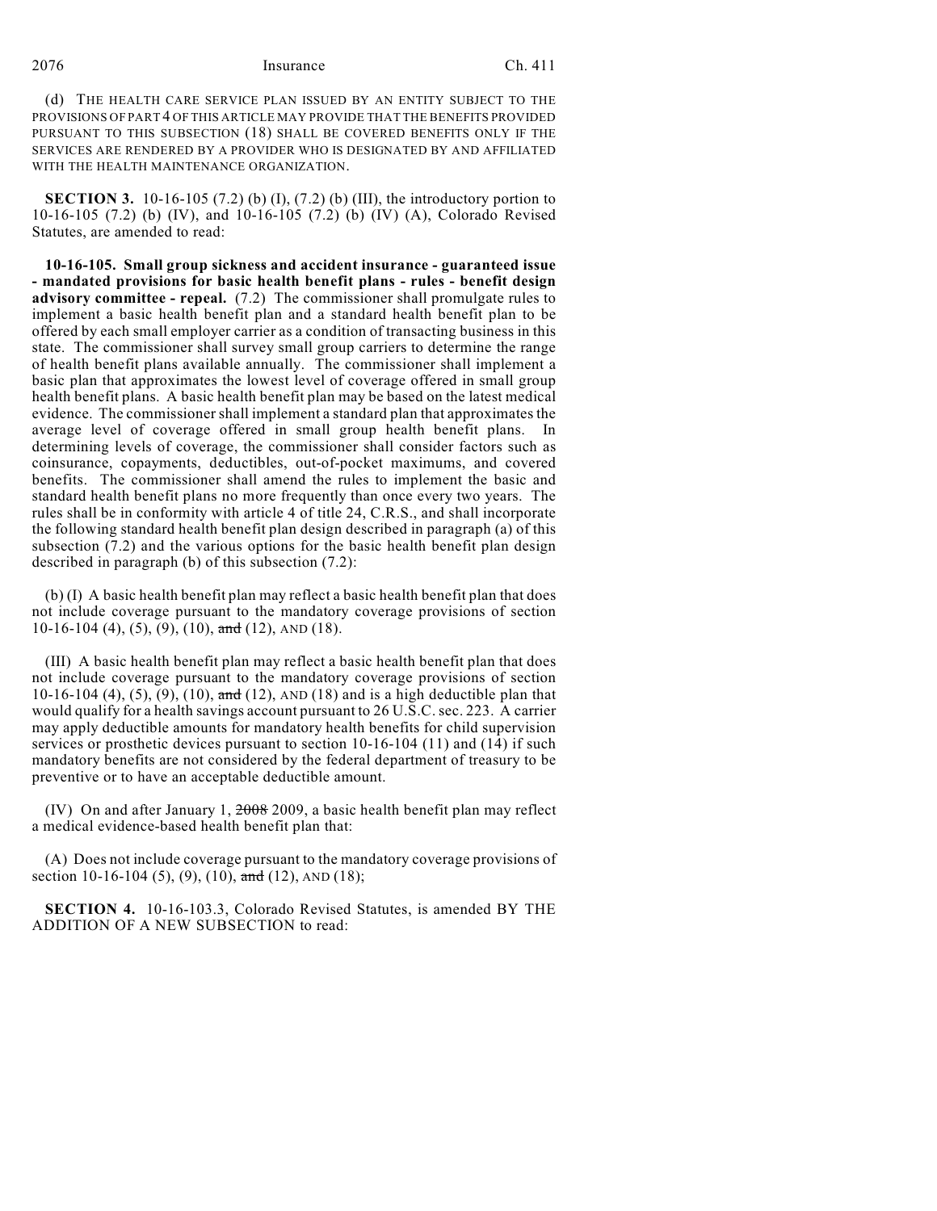(d) THE HEALTH CARE SERVICE PLAN ISSUED BY AN ENTITY SUBJECT TO THE PROVISIONS OF PART 4 OF THIS ARTICLE MAY PROVIDE THAT THE BENEFITS PROVIDED PURSUANT TO THIS SUBSECTION (18) SHALL BE COVERED BENEFITS ONLY IF THE SERVICES ARE RENDERED BY A PROVIDER WHO IS DESIGNATED BY AND AFFILIATED WITH THE HEALTH MAINTENANCE ORGANIZATION.

**SECTION 3.** 10-16-105 (7.2) (b) (I), (7.2) (b) (III), the introductory portion to 10-16-105 (7.2) (b) (IV), and 10-16-105 (7.2) (b) (IV) (A), Colorado Revised Statutes, are amended to read:

**10-16-105. Small group sickness and accident insurance - guaranteed issue - mandated provisions for basic health benefit plans - rules - benefit design advisory committee - repeal.** (7.2) The commissioner shall promulgate rules to implement a basic health benefit plan and a standard health benefit plan to be offered by each small employer carrier as a condition of transacting business in this state. The commissioner shall survey small group carriers to determine the range of health benefit plans available annually. The commissioner shall implement a basic plan that approximates the lowest level of coverage offered in small group health benefit plans. A basic health benefit plan may be based on the latest medical evidence. The commissioner shall implement a standard plan that approximates the average level of coverage offered in small group health benefit plans. In determining levels of coverage, the commissioner shall consider factors such as coinsurance, copayments, deductibles, out-of-pocket maximums, and covered benefits. The commissioner shall amend the rules to implement the basic and standard health benefit plans no more frequently than once every two years. The rules shall be in conformity with article 4 of title 24, C.R.S., and shall incorporate the following standard health benefit plan design described in paragraph (a) of this subsection (7.2) and the various options for the basic health benefit plan design described in paragraph (b) of this subsection (7.2):

(b) (I) A basic health benefit plan may reflect a basic health benefit plan that does not include coverage pursuant to the mandatory coverage provisions of section 10-16-104 (4), (5), (9), (10), ~~and~~ (12), AND (18).

(III) A basic health benefit plan may reflect a basic health benefit plan that does not include coverage pursuant to the mandatory coverage provisions of section 10-16-104 (4), (5), (9), (10), ~~and~~ (12), AND (18) and is a high deductible plan that would qualify for a health savings account pursuant to 26 U.S.C. sec. 223. A carrier may apply deductible amounts for mandatory health benefits for child supervision services or prosthetic devices pursuant to section 10-16-104 (11) and (14) if such mandatory benefits are not considered by the federal department of treasury to be preventive or to have an acceptable deductible amount.

(IV) On and after January 1, ~~2008~~ 2009, a basic health benefit plan may reflect a medical evidence-based health benefit plan that:

(A) Does not include coverage pursuant to the mandatory coverage provisions of section 10-16-104 (5), (9), (10), ~~and~~ (12), AND (18);

**SECTION 4.** 10-16-103.3, Colorado Revised Statutes, is amended BY THE ADDITION OF A NEW SUBSECTION to read: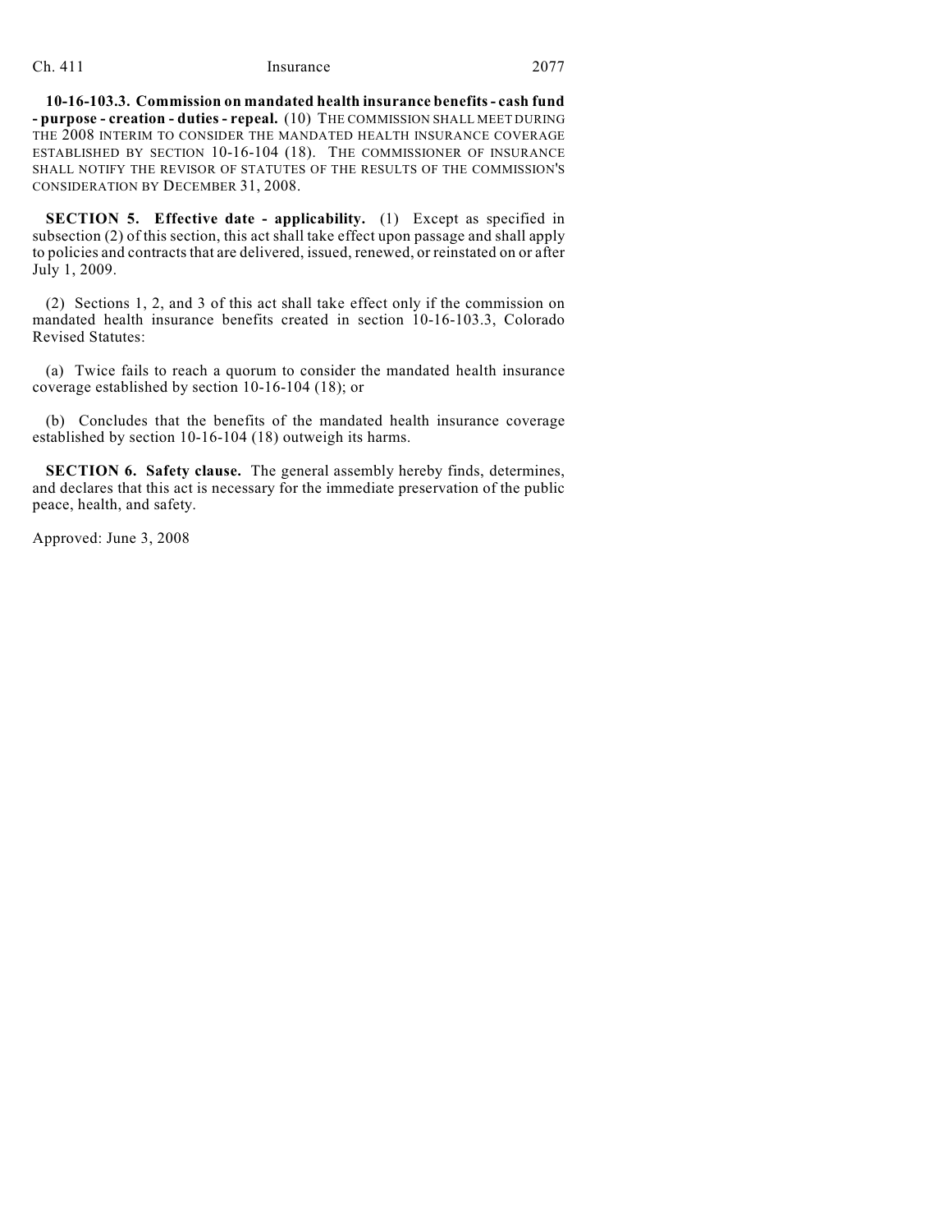**10-16-103.3. Commission on mandated health insurance benefits - cash fund - purpose - creation - duties - repeal.** (10) THE COMMISSION SHALL MEET DURING THE 2008 INTERIM TO CONSIDER THE MANDATED HEALTH INSURANCE COVERAGE ESTABLISHED BY SECTION 10-16-104 (18). THE COMMISSIONER OF INSURANCE SHALL NOTIFY THE REVISOR OF STATUTES OF THE RESULTS OF THE COMMISSION'S CONSIDERATION BY DECEMBER 31, 2008.

**SECTION 5. Effective date - applicability.** (1) Except as specified in subsection (2) of this section, this act shall take effect upon passage and shall apply to policies and contracts that are delivered, issued, renewed, or reinstated on or after July 1, 2009.

(2) Sections 1, 2, and 3 of this act shall take effect only if the commission on mandated health insurance benefits created in section 10-16-103.3, Colorado Revised Statutes:

(a) Twice fails to reach a quorum to consider the mandated health insurance coverage established by section 10-16-104 (18); or

(b) Concludes that the benefits of the mandated health insurance coverage established by section 10-16-104 (18) outweigh its harms.

**SECTION 6. Safety clause.** The general assembly hereby finds, determines, and declares that this act is necessary for the immediate preservation of the public peace, health, and safety.

Approved: June 3, 2008